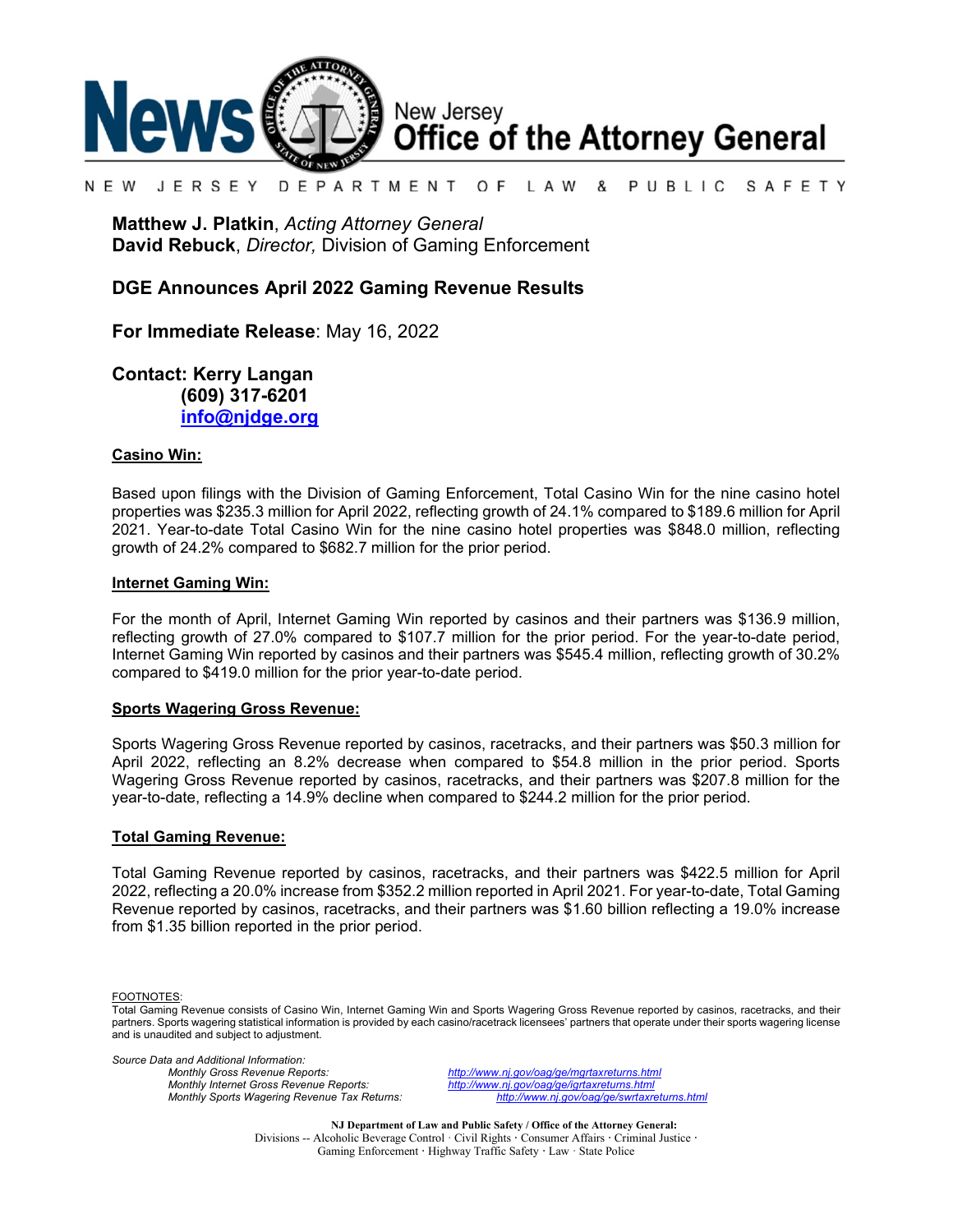**News** New Jersey Office of the Attorney General

NEW JERSEY DEPARTMENT OF LAW & PUBLIC SAFETY

**Matthew J. Platkin**, *Acting Attorney General*
**David Rebuck**, *Director,* Division of Gaming Enforcement

## DGE Announces April 2022 Gaming Revenue Results

**For Immediate Release**: May 16, 2022

**Contact: Kerry Langan**
**(609) 317-6201**
**info@njdge.org**

### Casino Win:

Based upon filings with the Division of Gaming Enforcement, Total Casino Win for the nine casino hotel properties was $235.3 million for April 2022, reflecting growth of 24.1% compared to $189.6 million for April 2021. Year-to-date Total Casino Win for the nine casino hotel properties was $848.0 million, reflecting growth of 24.2% compared to $682.7 million for the prior period.

### Internet Gaming Win:

For the month of April, Internet Gaming Win reported by casinos and their partners was $136.9 million, reflecting growth of 27.0% compared to $107.7 million for the prior period. For the year-to-date period, Internet Gaming Win reported by casinos and their partners was $545.4 million, reflecting growth of 30.2% compared to $419.0 million for the prior year-to-date period.

### Sports Wagering Gross Revenue:

Sports Wagering Gross Revenue reported by casinos, racetracks, and their partners was $50.3 million for April 2022, reflecting an 8.2% decrease when compared to $54.8 million in the prior period. Sports Wagering Gross Revenue reported by casinos, racetracks, and their partners was $207.8 million for the year-to-date, reflecting a 14.9% decline when compared to $244.2 million for the prior period.

### Total Gaming Revenue:

Total Gaming Revenue reported by casinos, racetracks, and their partners was $422.5 million for April 2022, reflecting a 20.0% increase from $352.2 million reported in April 2021. For year-to-date, Total Gaming Revenue reported by casinos, racetracks, and their partners was $1.60 billion reflecting a 19.0% increase from $1.35 billion reported in the prior period.

FOOTNOTES:
Total Gaming Revenue consists of Casino Win, Internet Gaming Win and Sports Wagering Gross Revenue reported by casinos, racetracks, and their partners. Sports wagering statistical information is provided by each casino/racetrack licensees' partners that operate under their sports wagering license and is unaudited and subject to adjustment.

*Source Data and Additional Information:*

| | |
|---|---|
| *Monthly Gross Revenue Reports:* | *http://www.nj.gov/oag/ge/mgrtaxreturns.html* |
| *Monthly Internet Gross Revenue Reports:* | *http://www.nj.gov/oag/ge/igrtaxreturns.html* |
| *Monthly Sports Wagering Revenue Tax Returns:* | *http://www.nj.gov/oag/ge/swrtaxreturns.html* |

**NJ Department of Law and Public Safety / Office of the Attorney General:**
Divisions -- Alcoholic Beverage Control · Civil Rights · Consumer Affairs · Criminal Justice · Gaming Enforcement · Highway Traffic Safety · Law · State Police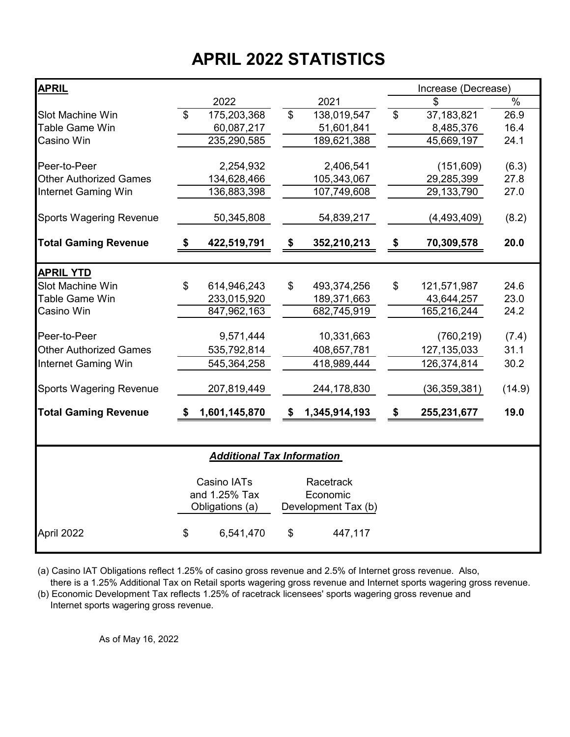# APRIL 2022 STATISTICS

| **APRIL** | 2022 | 2021 | Increase (Decrease) $ | Increase (Decrease) % |
|---|---|---|---|---|
| Slot Machine Win | $ 175,203,368 | $ 138,019,547 | $ 37,183,821 | 26.9 |
| Table Game Win | 60,087,217 | 51,601,841 | 8,485,376 | 16.4 |
| Casino Win | 235,290,585 | 189,621,388 | 45,669,197 | 24.1 |
| Peer-to-Peer | 2,254,932 | 2,406,541 | (151,609) | (6.3) |
| Other Authorized Games | 134,628,466 | 105,343,067 | 29,285,399 | 27.8 |
| Internet Gaming Win | 136,883,398 | 107,749,608 | 29,133,790 | 27.0 |
| Sports Wagering Revenue | 50,345,808 | 54,839,217 | (4,493,409) | (8.2) |
| **Total Gaming Revenue** | **$ 422,519,791** | **$ 352,210,213** | **$ 70,309,578** | **20.0** |
| **APRIL YTD** | | | | |
| Slot Machine Win | $ 614,946,243 | $ 493,374,256 | $ 121,571,987 | 24.6 |
| Table Game Win | 233,015,920 | 189,371,663 | 43,644,257 | 23.0 |
| Casino Win | 847,962,163 | 682,745,919 | 165,216,244 | 24.2 |
| Peer-to-Peer | 9,571,444 | 10,331,663 | (760,219) | (7.4) |
| Other Authorized Games | 535,792,814 | 408,657,781 | 127,135,033 | 31.1 |
| Internet Gaming Win | 545,364,258 | 418,989,444 | 126,374,814 | 30.2 |
| Sports Wagering Revenue | 207,819,449 | 244,178,830 | (36,359,381) | (14.9) |
| **Total Gaming Revenue** | **$ 1,601,145,870** | **$ 1,345,914,193** | **$ 255,231,677** | **19.0** |

***Additional Tax Information***

| | Casino IATs and 1.25% Tax Obligations (a) | Racetrack Economic Development Tax (b) |
|---|---|---|
| April 2022 | $ 6,541,470 | $ 447,117 |

(a) Casino IAT Obligations reflect 1.25% of casino gross revenue and 2.5% of Internet gross revenue. Also, there is a 1.25% Additional Tax on Retail sports wagering gross revenue and Internet sports wagering gross revenue.

(b) Economic Development Tax reflects 1.25% of racetrack licensees' sports wagering gross revenue and Internet sports wagering gross revenue.

As of May 16, 2022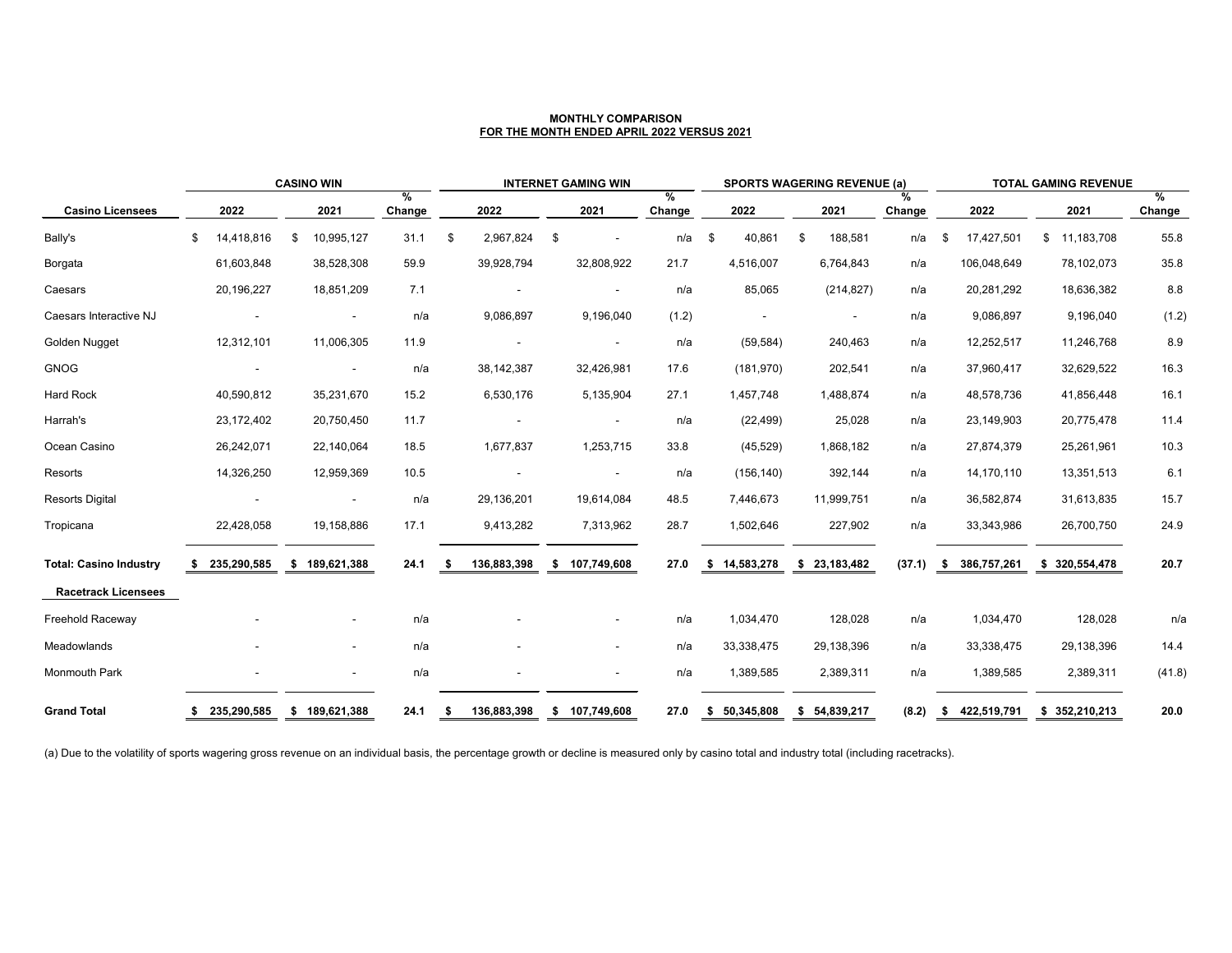**MONTHLY COMPARISON**
**FOR THE MONTH ENDED APRIL 2022 VERSUS 2021**

| Casino Licensees | CASINO WIN | | | INTERNET GAMING WIN | | | SPORTS WAGERING REVENUE (a) | | | TOTAL GAMING REVENUE | | |
|---|---|---|---|---|---|---|---|---|---|---|---|---|
| | 2022 | 2021 | % Change | 2022 | 2021 | % Change | 2022 | 2021 | % Change | 2022 | 2021 | % Change |
| Bally's | $ 14,418,816 | $ 10,995,127 | 31.1 | $ 2,967,824 | $ - | n/a | $ 40,861 | $ 188,581 | n/a | $ 17,427,501 | $ 11,183,708 | 55.8 |
| Borgata | 61,603,848 | 38,528,308 | 59.9 | 39,928,794 | 32,808,922 | 21.7 | 4,516,007 | 6,764,843 | n/a | 106,048,649 | 78,102,073 | 35.8 |
| Caesars | 20,196,227 | 18,851,209 | 7.1 | - | - | n/a | 85,065 | (214,827) | n/a | 20,281,292 | 18,636,382 | 8.8 |
| Caesars Interactive NJ | - | - | n/a | 9,086,897 | 9,196,040 | (1.2) | - | - | n/a | 9,086,897 | 9,196,040 | (1.2) |
| Golden Nugget | 12,312,101 | 11,006,305 | 11.9 | - | - | n/a | (59,584) | 240,463 | n/a | 12,252,517 | 11,246,768 | 8.9 |
| GNOG | - | - | n/a | 38,142,387 | 32,426,981 | 17.6 | (181,970) | 202,541 | n/a | 37,960,417 | 32,629,522 | 16.3 |
| Hard Rock | 40,590,812 | 35,231,670 | 15.2 | 6,530,176 | 5,135,904 | 27.1 | 1,457,748 | 1,488,874 | n/a | 48,578,736 | 41,856,448 | 16.1 |
| Harrah's | 23,172,402 | 20,750,450 | 11.7 | - | - | n/a | (22,499) | 25,028 | n/a | 23,149,903 | 20,775,478 | 11.4 |
| Ocean Casino | 26,242,071 | 22,140,064 | 18.5 | 1,677,837 | 1,253,715 | 33.8 | (45,529) | 1,868,182 | n/a | 27,874,379 | 25,261,961 | 10.3 |
| Resorts | 14,326,250 | 12,959,369 | 10.5 | - | - | n/a | (156,140) | 392,144 | n/a | 14,170,110 | 13,351,513 | 6.1 |
| Resorts Digital | - | - | n/a | 29,136,201 | 19,614,084 | 48.5 | 7,446,673 | 11,999,751 | n/a | 36,582,874 | 31,613,835 | 15.7 |
| Tropicana | 22,428,058 | 19,158,886 | 17.1 | 9,413,282 | 7,313,962 | 28.7 | 1,502,646 | 227,902 | n/a | 33,343,986 | 26,700,750 | 24.9 |
| **Total: Casino Industry** | **$ 235,290,585** | **$ 189,621,388** | **24.1** | **$ 136,883,398** | **$ 107,749,608** | **27.0** | **$ 14,583,278** | **$ 23,183,482** | **(37.1)** | **$ 386,757,261** | **$ 320,554,478** | **20.7** |
| **Racetrack Licensees** | | | | | | | | | | | | |
| Freehold Raceway | - | - | n/a | - | - | n/a | 1,034,470 | 128,028 | n/a | 1,034,470 | 128,028 | n/a |
| Meadowlands | - | - | n/a | - | - | n/a | 33,338,475 | 29,138,396 | n/a | 33,338,475 | 29,138,396 | 14.4 |
| Monmouth Park | - | - | n/a | - | - | n/a | 1,389,585 | 2,389,311 | n/a | 1,389,585 | 2,389,311 | (41.8) |
| **Grand Total** | **$ 235,290,585** | **$ 189,621,388** | **24.1** | **$ 136,883,398** | **$ 107,749,608** | **27.0** | **$ 50,345,808** | **$ 54,839,217** | **(8.2)** | **$ 422,519,791** | **$ 352,210,213** | **20.0** |

(a) Due to the volatility of sports wagering gross revenue on an individual basis, the percentage growth or decline is measured only by casino total and industry total (including racetracks).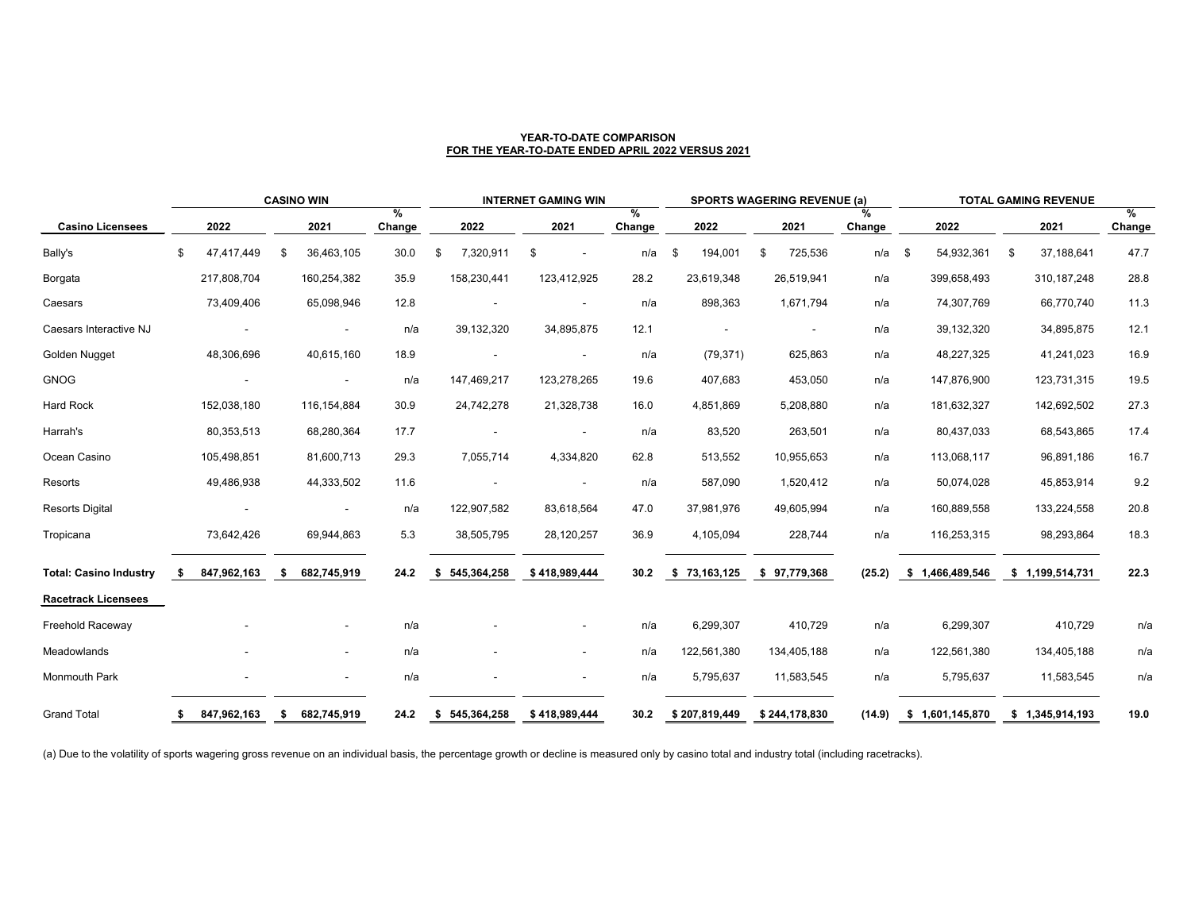**YEAR-TO-DATE COMPARISON**
**FOR THE YEAR-TO-DATE ENDED APRIL 2022 VERSUS 2021**

| | CASINO WIN | | | INTERNET GAMING WIN | | | SPORTS WAGERING REVENUE (a) | | | TOTAL GAMING REVENUE | | |
|---|---|---|---|---|---|---|---|---|---|---|---|---|
| **Casino Licensees** | **2022** | **2021** | **% Change** | **2022** | **2021** | **% Change** | **2022** | **2021** | **% Change** | **2022** | **2021** | **% Change** |
| Bally's | $ 47,417,449 | $ 36,463,105 | 30.0 | $ 7,320,911 | $ - | n/a | $ 194,001 | $ 725,536 | n/a | $ 54,932,361 | $ 37,188,641 | 47.7 |
| Borgata | 217,808,704 | 160,254,382 | 35.9 | 158,230,441 | 123,412,925 | 28.2 | 23,619,348 | 26,519,941 | n/a | 399,658,493 | 310,187,248 | 28.8 |
| Caesars | 73,409,406 | 65,098,946 | 12.8 | - | - | n/a | 898,363 | 1,671,794 | n/a | 74,307,769 | 66,770,740 | 11.3 |
| Caesars Interactive NJ | - | - | n/a | 39,132,320 | 34,895,875 | 12.1 | - | - | n/a | 39,132,320 | 34,895,875 | 12.1 |
| Golden Nugget | 48,306,696 | 40,615,160 | 18.9 | - | - | n/a | (79,371) | 625,863 | n/a | 48,227,325 | 41,241,023 | 16.9 |
| GNOG | - | - | n/a | 147,469,217 | 123,278,265 | 19.6 | 407,683 | 453,050 | n/a | 147,876,900 | 123,731,315 | 19.5 |
| Hard Rock | 152,038,180 | 116,154,884 | 30.9 | 24,742,278 | 21,328,738 | 16.0 | 4,851,869 | 5,208,880 | n/a | 181,632,327 | 142,692,502 | 27.3 |
| Harrah's | 80,353,513 | 68,280,364 | 17.7 | - | - | n/a | 83,520 | 263,501 | n/a | 80,437,033 | 68,543,865 | 17.4 |
| Ocean Casino | 105,498,851 | 81,600,713 | 29.3 | 7,055,714 | 4,334,820 | 62.8 | 513,552 | 10,955,653 | n/a | 113,068,117 | 96,891,186 | 16.7 |
| Resorts | 49,486,938 | 44,333,502 | 11.6 | - | - | n/a | 587,090 | 1,520,412 | n/a | 50,074,028 | 45,853,914 | 9.2 |
| Resorts Digital | - | - | n/a | 122,907,582 | 83,618,564 | 47.0 | 37,981,976 | 49,605,994 | n/a | 160,889,558 | 133,224,558 | 20.8 |
| Tropicana | 73,642,426 | 69,944,863 | 5.3 | 38,505,795 | 28,120,257 | 36.9 | 4,105,094 | 228,744 | n/a | 116,253,315 | 98,293,864 | 18.3 |
| **Total: Casino Industry** | **$ 847,962,163** | **$ 682,745,919** | **24.2** | **$ 545,364,258** | **$ 418,989,444** | **30.2** | **$ 73,163,125** | **$ 97,779,368** | **(25.2)** | **$ 1,466,489,546** | **$ 1,199,514,731** | **22.3** |
| **Racetrack Licensees** | | | | | | | | | | | | |
| Freehold Raceway | - | - | n/a | - | - | n/a | 6,299,307 | 410,729 | n/a | 6,299,307 | 410,729 | n/a |
| Meadowlands | - | - | n/a | - | - | n/a | 122,561,380 | 134,405,188 | n/a | 122,561,380 | 134,405,188 | n/a |
| Monmouth Park | - | - | n/a | - | - | n/a | 5,795,637 | 11,583,545 | n/a | 5,795,637 | 11,583,545 | n/a |
| Grand Total | **$ 847,962,163** | **$ 682,745,919** | **24.2** | **$ 545,364,258** | **$ 418,989,444** | **30.2** | **$ 207,819,449** | **$ 244,178,830** | **(14.9)** | **$ 1,601,145,870** | **$ 1,345,914,193** | **19.0** |

(a) Due to the volatility of sports wagering gross revenue on an individual basis, the percentage growth or decline is measured only by casino total and industry total (including racetracks).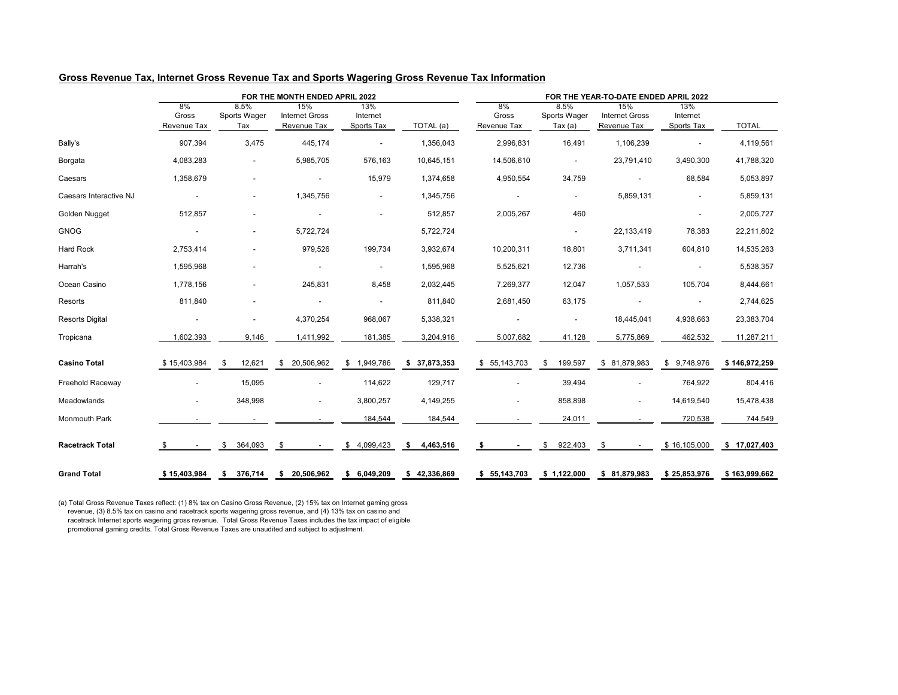## Gross Revenue Tax, Internet Gross Revenue Tax and Sports Wagering Gross Revenue Tax Information

| | FOR THE MONTH ENDED APRIL 2022 | | | | | FOR THE YEAR-TO-DATE ENDED APRIL 2022 | | | | |
|---|---|---|---|---|---|---|---|---|---|---|
| | 8% Gross Revenue Tax | 8.5% Sports Wager Tax | 15% Internet Gross Revenue Tax | 13% Internet Sports Tax | TOTAL (a) | 8% Gross Revenue Tax | 8.5% Sports Wager Tax (a) | 15% Internet Gross Revenue Tax | 13% Internet Sports Tax | TOTAL |
| Bally's | 907,394 | 3,475 | 445,174 | - | 1,356,043 | 2,996,831 | 16,491 | 1,106,239 | - | 4,119,561 |
| Borgata | 4,083,283 | - | 5,985,705 | 576,163 | 10,645,151 | 14,506,610 | - | 23,791,410 | 3,490,300 | 41,788,320 |
| Caesars | 1,358,679 | - | - | 15,979 | 1,374,658 | 4,950,554 | 34,759 | - | 68,584 | 5,053,897 |
| Caesars Interactive NJ | - | - | 1,345,756 | - | 1,345,756 | - | - | 5,859,131 | - | 5,859,131 |
| Golden Nugget | 512,857 | - | - | - | 512,857 | 2,005,267 | 460 | | - | 2,005,727 |
| GNOG | - | - | 5,722,724 | | 5,722,724 | | - | 22,133,419 | 78,383 | 22,211,802 |
| Hard Rock | 2,753,414 | - | 979,526 | 199,734 | 3,932,674 | 10,200,311 | 18,801 | 3,711,341 | 604,810 | 14,535,263 |
| Harrah's | 1,595,968 | - | - | - | 1,595,968 | 5,525,621 | 12,736 | - | - | 5,538,357 |
| Ocean Casino | 1,778,156 | - | 245,831 | 8,458 | 2,032,445 | 7,269,377 | 12,047 | 1,057,533 | 105,704 | 8,444,661 |
| Resorts | 811,840 | - | - | - | 811,840 | 2,681,450 | 63,175 | - | - | 2,744,625 |
| Resorts Digital | - | - | 4,370,254 | 968,067 | 5,338,321 | - | - | 18,445,041 | 4,938,663 | 23,383,704 |
| Tropicana | 1,602,393 | 9,146 | 1,411,992 | 181,385 | 3,204,916 | 5,007,682 | 41,128 | 5,775,869 | 462,532 | 11,287,211 |
| **Casino Total** | $ 15,403,984 | $ 12,621 | $ 20,506,962 | $ 1,949,786 | **$ 37,873,353** | $ 55,143,703 | $ 199,597 | $ 81,879,983 | $ 9,748,976 | **$ 146,972,259** |
| Freehold Raceway | - | 15,095 | - | 114,622 | 129,717 | - | 39,494 | - | 764,922 | 804,416 |
| Meadowlands | - | 348,998 | - | 3,800,257 | 4,149,255 | - | 858,898 | - | 14,619,540 | 15,478,438 |
| Monmouth Park | - | - | - | 184,544 | 184,544 | - | 24,011 | - | 720,538 | 744,549 |
| **Racetrack Total** | $ - | $ 364,093 | $ - | $ 4,099,423 | **$ 4,463,516** | **$ -** | $ 922,403 | $ - | $ 16,105,000 | **$ 17,027,403** |
| **Grand Total** | **$ 15,403,984** | **$ 376,714** | **$ 20,506,962** | **$ 6,049,209** | **$ 42,336,869** | **$ 55,143,703** | **$ 1,122,000** | **$ 81,879,983** | **$ 25,853,976** | **$ 163,999,662** |

(a) Total Gross Revenue Taxes reflect: (1) 8% tax on Casino Gross Revenue, (2) 15% tax on Internet gaming gross revenue, (3) 8.5% tax on casino and racetrack sports wagering gross revenue, and (4) 13% tax on casino and racetrack Internet sports wagering gross revenue. Total Gross Revenue Taxes includes the tax impact of eligible promotional gaming credits. Total Gross Revenue Taxes are unaudited and subject to adjustment.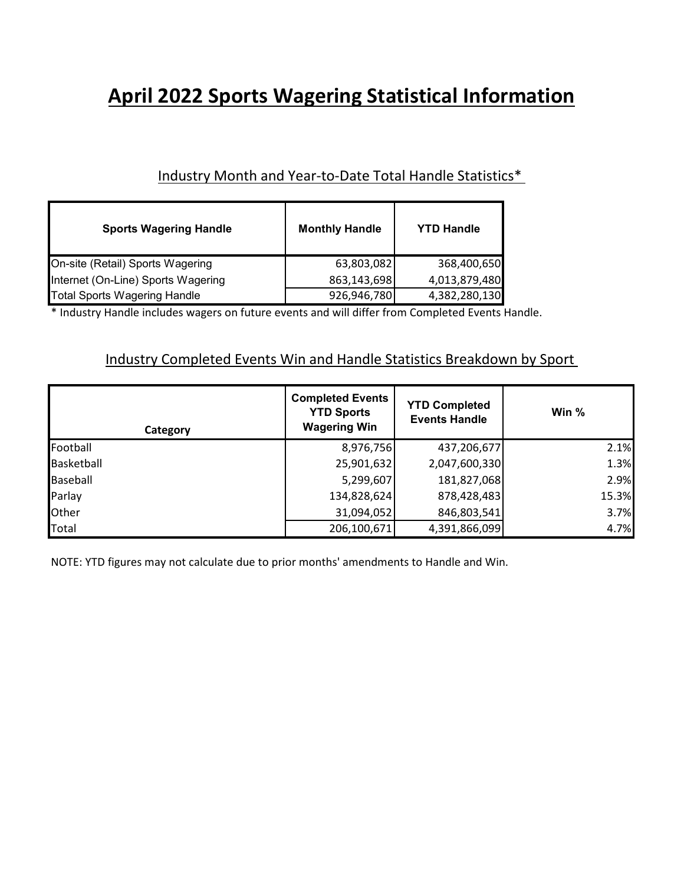# April 2022 Sports Wagering Statistical Information

## Industry Month and Year-to-Date Total Handle Statistics*

| Sports Wagering Handle | Monthly Handle | YTD Handle |
|---|---|---|
| On-site (Retail) Sports Wagering | 63,803,082 | 368,400,650 |
| Internet (On-Line) Sports Wagering | 863,143,698 | 4,013,879,480 |
| Total Sports Wagering Handle | 926,946,780 | 4,382,280,130 |

* Industry Handle includes wagers on future events and will differ from Completed Events Handle.

## Industry Completed Events Win and Handle Statistics Breakdown by Sport

| Category | Completed Events YTD Sports Wagering Win | YTD Completed Events Handle | Win % |
|---|---|---|---|
| Football | 8,976,756 | 437,206,677 | 2.1% |
| Basketball | 25,901,632 | 2,047,600,330 | 1.3% |
| Baseball | 5,299,607 | 181,827,068 | 2.9% |
| Parlay | 134,828,624 | 878,428,483 | 15.3% |
| Other | 31,094,052 | 846,803,541 | 3.7% |
| Total | 206,100,671 | 4,391,866,099 | 4.7% |

NOTE: YTD figures may not calculate due to prior months' amendments to Handle and Win.